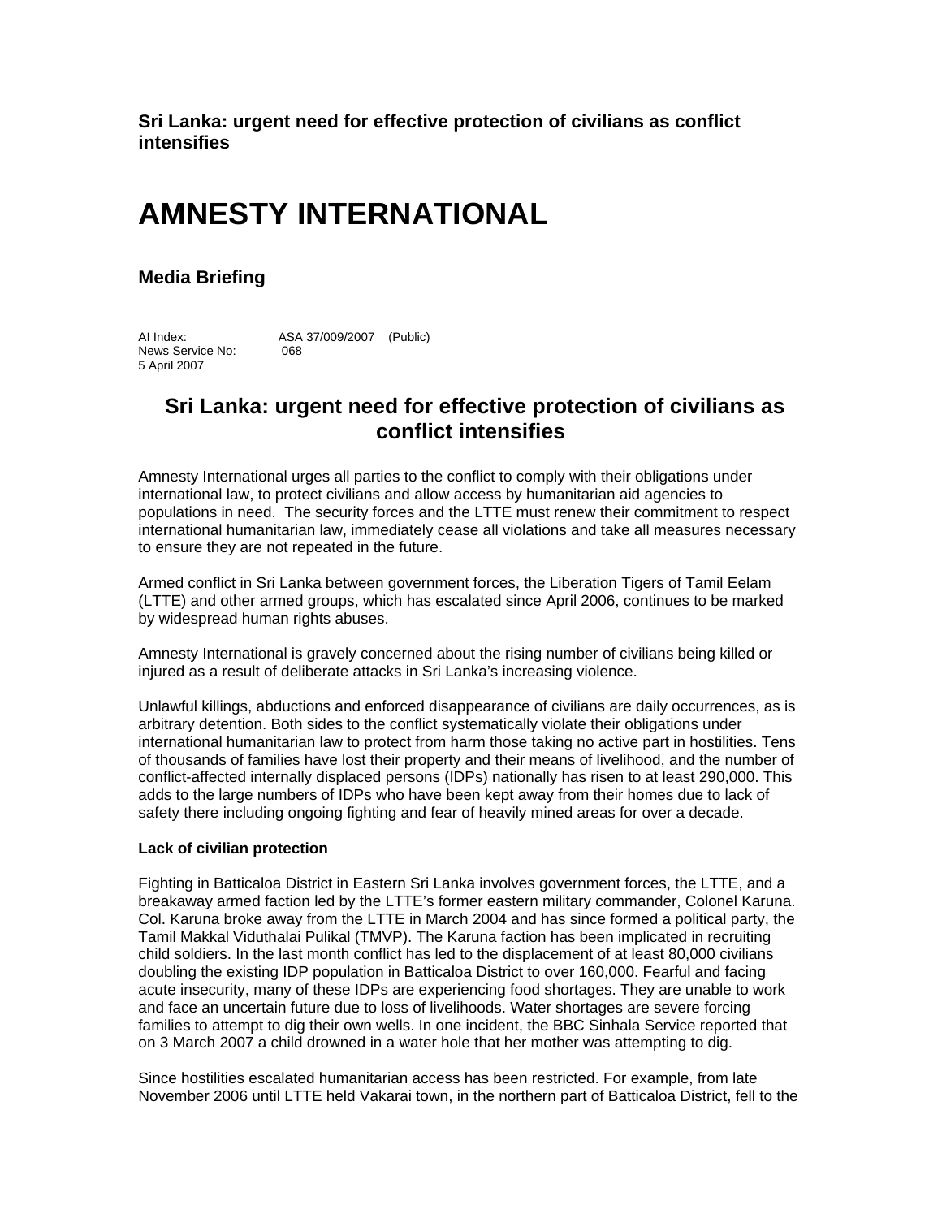**Sri Lanka: urgent need for effective protection of civilians as conflict intensifies**

# AMNESTY INTERNATIONAL

## Media Briefing

AI Index: ASA 37/009/2007 (Public)
News Service No: 068
5 April 2007

## Sri Lanka: urgent need for effective protection of civilians as conflict intensifies

Amnesty International urges all parties to the conflict to comply with their obligations under international law, to protect civilians and allow access by humanitarian aid agencies to populations in need. The security forces and the LTTE must renew their commitment to respect international humanitarian law, immediately cease all violations and take all measures necessary to ensure they are not repeated in the future.

Armed conflict in Sri Lanka between government forces, the Liberation Tigers of Tamil Eelam (LTTE) and other armed groups, which has escalated since April 2006, continues to be marked by widespread human rights abuses.

Amnesty International is gravely concerned about the rising number of civilians being killed or injured as a result of deliberate attacks in Sri Lanka's increasing violence.

Unlawful killings, abductions and enforced disappearance of civilians are daily occurrences, as is arbitrary detention. Both sides to the conflict systematically violate their obligations under international humanitarian law to protect from harm those taking no active part in hostilities. Tens of thousands of families have lost their property and their means of livelihood, and the number of conflict-affected internally displaced persons (IDPs) nationally has risen to at least 290,000. This adds to the large numbers of IDPs who have been kept away from their homes due to lack of safety there including ongoing fighting and fear of heavily mined areas for over a decade.

**Lack of civilian protection**

Fighting in Batticaloa District in Eastern Sri Lanka involves government forces, the LTTE, and a breakaway armed faction led by the LTTE's former eastern military commander, Colonel Karuna. Col. Karuna broke away from the LTTE in March 2004 and has since formed a political party, the Tamil Makkal Viduthalai Pulikal (TMVP). The Karuna faction has been implicated in recruiting child soldiers. In the last month conflict has led to the displacement of at least 80,000 civilians doubling the existing IDP population in Batticaloa District to over 160,000. Fearful and facing acute insecurity, many of these IDPs are experiencing food shortages. They are unable to work and face an uncertain future due to loss of livelihoods. Water shortages are severe forcing families to attempt to dig their own wells. In one incident, the BBC Sinhala Service reported that on 3 March 2007 a child drowned in a water hole that her mother was attempting to dig.

Since hostilities escalated humanitarian access has been restricted. For example, from late November 2006 until LTTE held Vakarai town, in the northern part of Batticaloa District, fell to the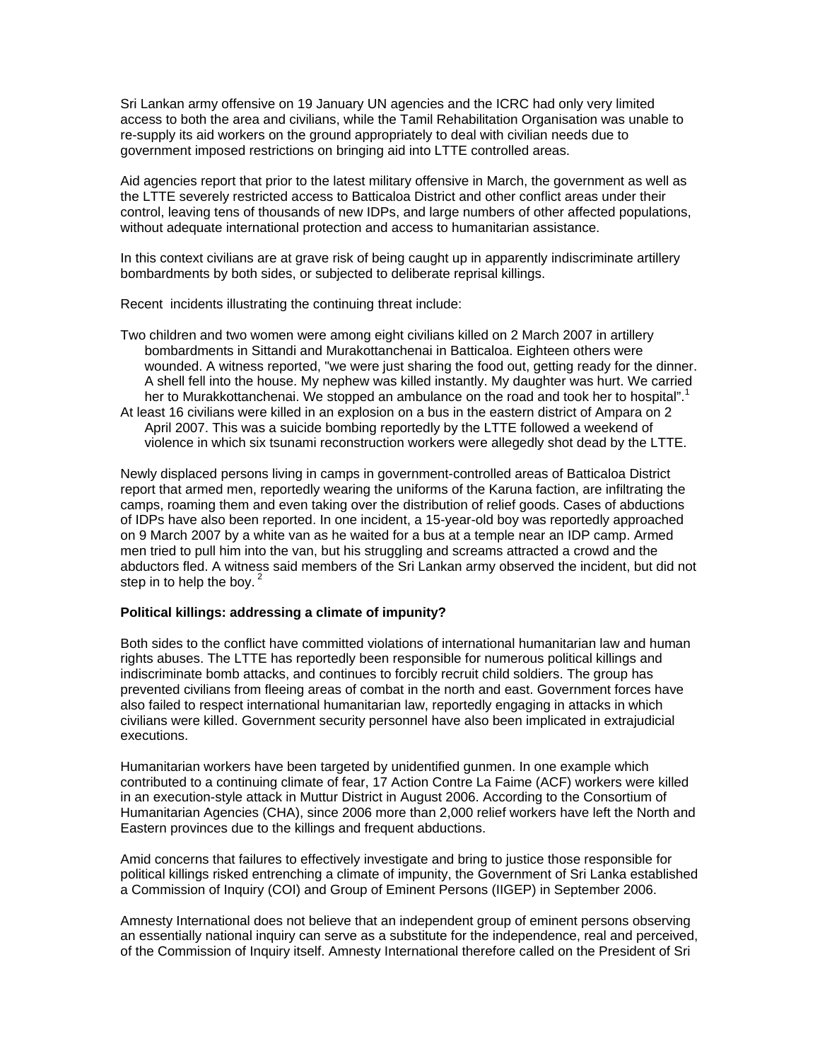Sri Lankan army offensive on 19 January UN agencies and the ICRC had only very limited access to both the area and civilians, while the Tamil Rehabilitation Organisation was unable to re-supply its aid workers on the ground appropriately to deal with civilian needs due to government imposed restrictions on bringing aid into LTTE controlled areas.

Aid agencies report that prior to the latest military offensive in March, the government as well as the LTTE severely restricted access to Batticaloa District and other conflict areas under their control, leaving tens of thousands of new IDPs, and large numbers of other affected populations, without adequate international protection and access to humanitarian assistance.

In this context civilians are at grave risk of being caught up in apparently indiscriminate artillery bombardments by both sides, or subjected to deliberate reprisal killings.

Recent incidents illustrating the continuing threat include:

- Two children and two women were among eight civilians killed on 2 March 2007 in artillery bombardments in Sittandi and Murakottanchenai in Batticaloa. Eighteen others were wounded. A witness reported, "we were just sharing the food out, getting ready for the dinner. A shell fell into the house. My nephew was killed instantly. My daughter was hurt. We carried her to Murakkottanchenai. We stopped an ambulance on the road and took her to hospital".[1]
- At least 16 civilians were killed in an explosion on a bus in the eastern district of Ampara on 2 April 2007. This was a suicide bombing reportedly by the LTTE followed a weekend of violence in which six tsunami reconstruction workers were allegedly shot dead by the LTTE.

Newly displaced persons living in camps in government-controlled areas of Batticaloa District report that armed men, reportedly wearing the uniforms of the Karuna faction, are infiltrating the camps, roaming them and even taking over the distribution of relief goods. Cases of abductions of IDPs have also been reported. In one incident, a 15-year-old boy was reportedly approached on 9 March 2007 by a white van as he waited for a bus at a temple near an IDP camp. Armed men tried to pull him into the van, but his struggling and screams attracted a crowd and the abductors fled. A witness said members of the Sri Lankan army observed the incident, but did not step in to help the boy.[2]

**Political killings: addressing a climate of impunity?**

Both sides to the conflict have committed violations of international humanitarian law and human rights abuses. The LTTE has reportedly been responsible for numerous political killings and indiscriminate bomb attacks, and continues to forcibly recruit child soldiers. The group has prevented civilians from fleeing areas of combat in the north and east. Government forces have also failed to respect international humanitarian law, reportedly engaging in attacks in which civilians were killed. Government security personnel have also been implicated in extrajudicial executions.

Humanitarian workers have been targeted by unidentified gunmen. In one example which contributed to a continuing climate of fear, 17 Action Contre La Faime (ACF) workers were killed in an execution-style attack in Muttur District in August 2006. According to the Consortium of Humanitarian Agencies (CHA), since 2006 more than 2,000 relief workers have left the North and Eastern provinces due to the killings and frequent abductions.

Amid concerns that failures to effectively investigate and bring to justice those responsible for political killings risked entrenching a climate of impunity, the Government of Sri Lanka established a Commission of Inquiry (COI) and Group of Eminent Persons (IIGEP) in September 2006.

Amnesty International does not believe that an independent group of eminent persons observing an essentially national inquiry can serve as a substitute for the independence, real and perceived, of the Commission of Inquiry itself. Amnesty International therefore called on the President of Sri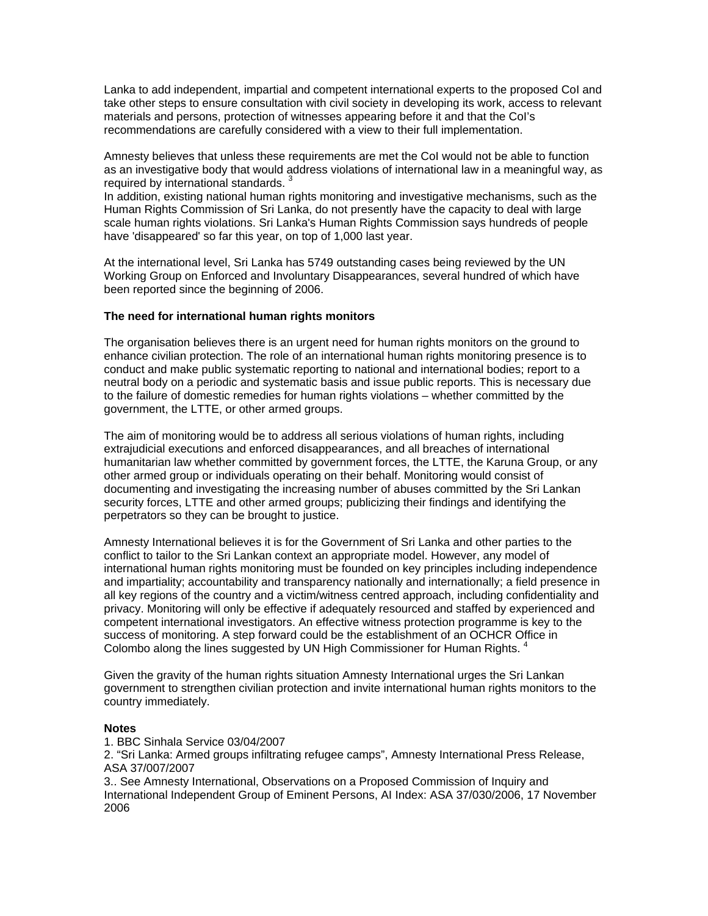Lanka to add independent, impartial and competent international experts to the proposed CoI and take other steps to ensure consultation with civil society in developing its work, access to relevant materials and persons, protection of witnesses appearing before it and that the CoI's recommendations are carefully considered with a view to their full implementation.

Amnesty believes that unless these requirements are met the CoI would not be able to function as an investigative body that would address violations of international law in a meaningful way, as required by international standards. [3]
In addition, existing national human rights monitoring and investigative mechanisms, such as the Human Rights Commission of Sri Lanka, do not presently have the capacity to deal with large scale human rights violations. Sri Lanka's Human Rights Commission says hundreds of people have 'disappeared' so far this year, on top of 1,000 last year.

At the international level, Sri Lanka has 5749 outstanding cases being reviewed by the UN Working Group on Enforced and Involuntary Disappearances, several hundred of which have been reported since the beginning of 2006.

**The need for international human rights monitors**

The organisation believes there is an urgent need for human rights monitors on the ground to enhance civilian protection. The role of an international human rights monitoring presence is to conduct and make public systematic reporting to national and international bodies; report to a neutral body on a periodic and systematic basis and issue public reports. This is necessary due to the failure of domestic remedies for human rights violations – whether committed by the government, the LTTE, or other armed groups.

The aim of monitoring would be to address all serious violations of human rights, including extrajudicial executions and enforced disappearances, and all breaches of international humanitarian law whether committed by government forces, the LTTE, the Karuna Group, or any other armed group or individuals operating on their behalf. Monitoring would consist of documenting and investigating the increasing number of abuses committed by the Sri Lankan security forces, LTTE and other armed groups; publicizing their findings and identifying the perpetrators so they can be brought to justice.

Amnesty International believes it is for the Government of Sri Lanka and other parties to the conflict to tailor to the Sri Lankan context an appropriate model. However, any model of international human rights monitoring must be founded on key principles including independence and impartiality; accountability and transparency nationally and internationally; a field presence in all key regions of the country and a victim/witness centred approach, including confidentiality and privacy. Monitoring will only be effective if adequately resourced and staffed by experienced and competent international investigators. An effective witness protection programme is key to the success of monitoring. A step forward could be the establishment of an OCHCR Office in Colombo along the lines suggested by UN High Commissioner for Human Rights. [4]

Given the gravity of the human rights situation Amnesty International urges the Sri Lankan government to strengthen civilian protection and invite international human rights monitors to the country immediately.

**Notes**

1. BBC Sinhala Service 03/04/2007
2. "Sri Lanka: Armed groups infiltrating refugee camps", Amnesty International Press Release, ASA 37/007/2007
3.. See Amnesty International, Observations on a Proposed Commission of Inquiry and International Independent Group of Eminent Persons, AI Index: ASA 37/030/2006, 17 November 2006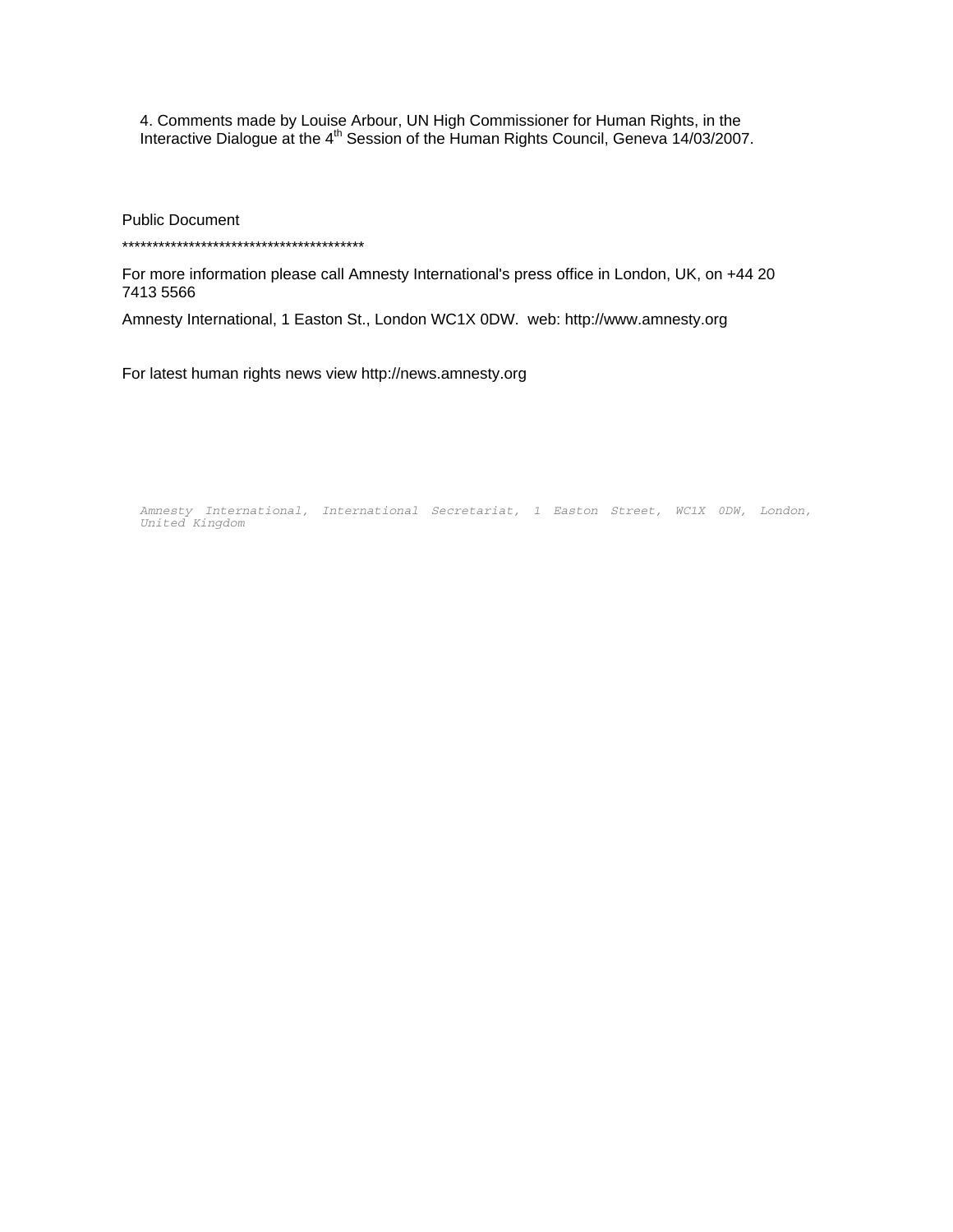4. Comments made by Louise Arbour, UN High Commissioner for Human Rights, in the Interactive Dialogue at the 4th Session of the Human Rights Council, Geneva 14/03/2007.

Public Document

****************************************

For more information please call Amnesty International's press office in London, UK, on +44 20 7413 5566

Amnesty International, 1 Easton St., London WC1X 0DW. web: http://www.amnesty.org

For latest human rights news view http://news.amnesty.org

*Amnesty International, International Secretariat, 1 Easton Street, WC1X 0DW, London, United Kingdom*